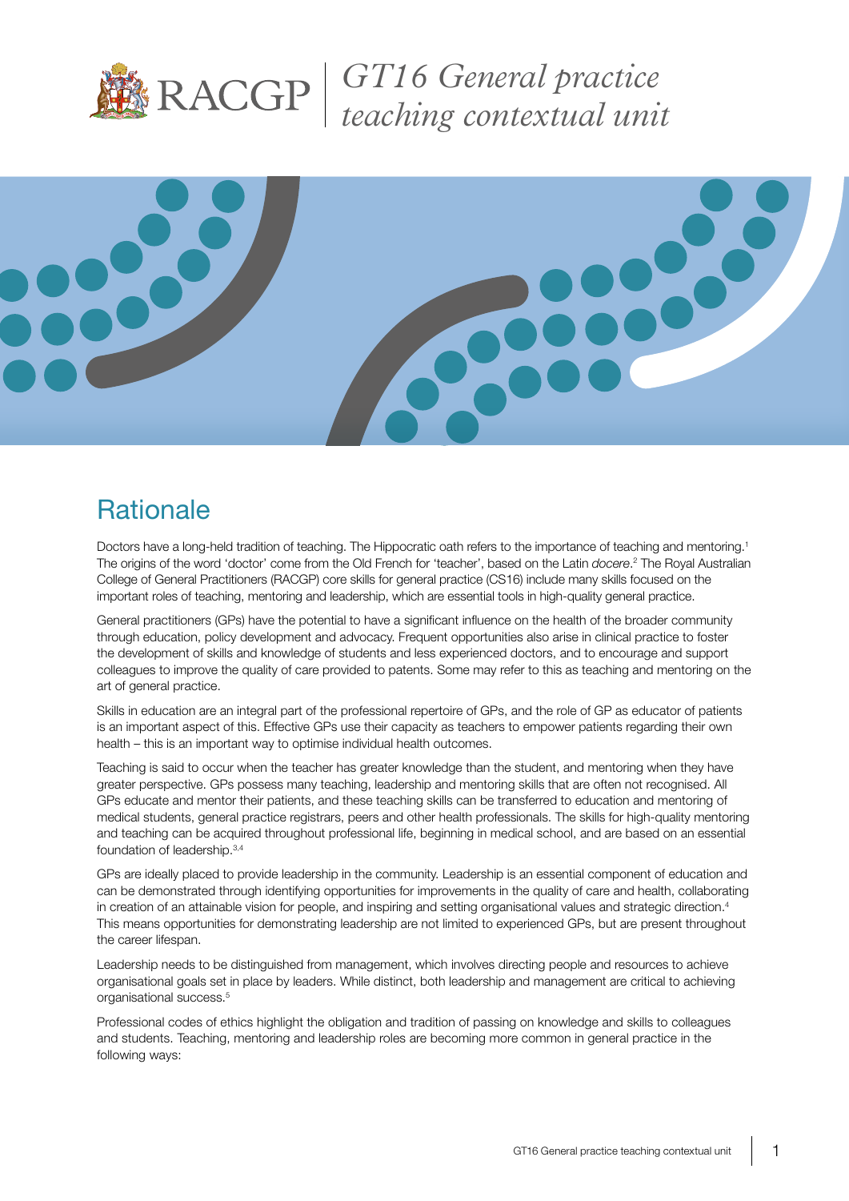# GT16 General practice teaching contextual unit

## Rationale

Doctors have a long-held tradition of teaching. The Hippocratic oath refers to the importance of teaching and mentoring.[1] The origins of the word 'doctor' come from the Old French for 'teacher', based on the Latin *docere*.[2] The Royal Australian College of General Practitioners (RACGP) core skills for general practice (CS16) include many skills focused on the important roles of teaching, mentoring and leadership, which are essential tools in high-quality general practice.

General practitioners (GPs) have the potential to have a significant influence on the health of the broader community through education, policy development and advocacy. Frequent opportunities also arise in clinical practice to foster the development of skills and knowledge of students and less experienced doctors, and to encourage and support colleagues to improve the quality of care provided to patents. Some may refer to this as teaching and mentoring on the art of general practice.

Skills in education are an integral part of the professional repertoire of GPs, and the role of GP as educator of patients is an important aspect of this. Effective GPs use their capacity as teachers to empower patients regarding their own health – this is an important way to optimise individual health outcomes.

Teaching is said to occur when the teacher has greater knowledge than the student, and mentoring when they have greater perspective. GPs possess many teaching, leadership and mentoring skills that are often not recognised. All GPs educate and mentor their patients, and these teaching skills can be transferred to education and mentoring of medical students, general practice registrars, peers and other health professionals. The skills for high-quality mentoring and teaching can be acquired throughout professional life, beginning in medical school, and are based on an essential foundation of leadership.[3,4]

GPs are ideally placed to provide leadership in the community. Leadership is an essential component of education and can be demonstrated through identifying opportunities for improvements in the quality of care and health, collaborating in creation of an attainable vision for people, and inspiring and setting organisational values and strategic direction.[4] This means opportunities for demonstrating leadership are not limited to experienced GPs, but are present throughout the career lifespan.

Leadership needs to be distinguished from management, which involves directing people and resources to achieve organisational goals set in place by leaders. While distinct, both leadership and management are critical to achieving organisational success.[5]

Professional codes of ethics highlight the obligation and tradition of passing on knowledge and skills to colleagues and students. Teaching, mentoring and leadership roles are becoming more common in general practice in the following ways: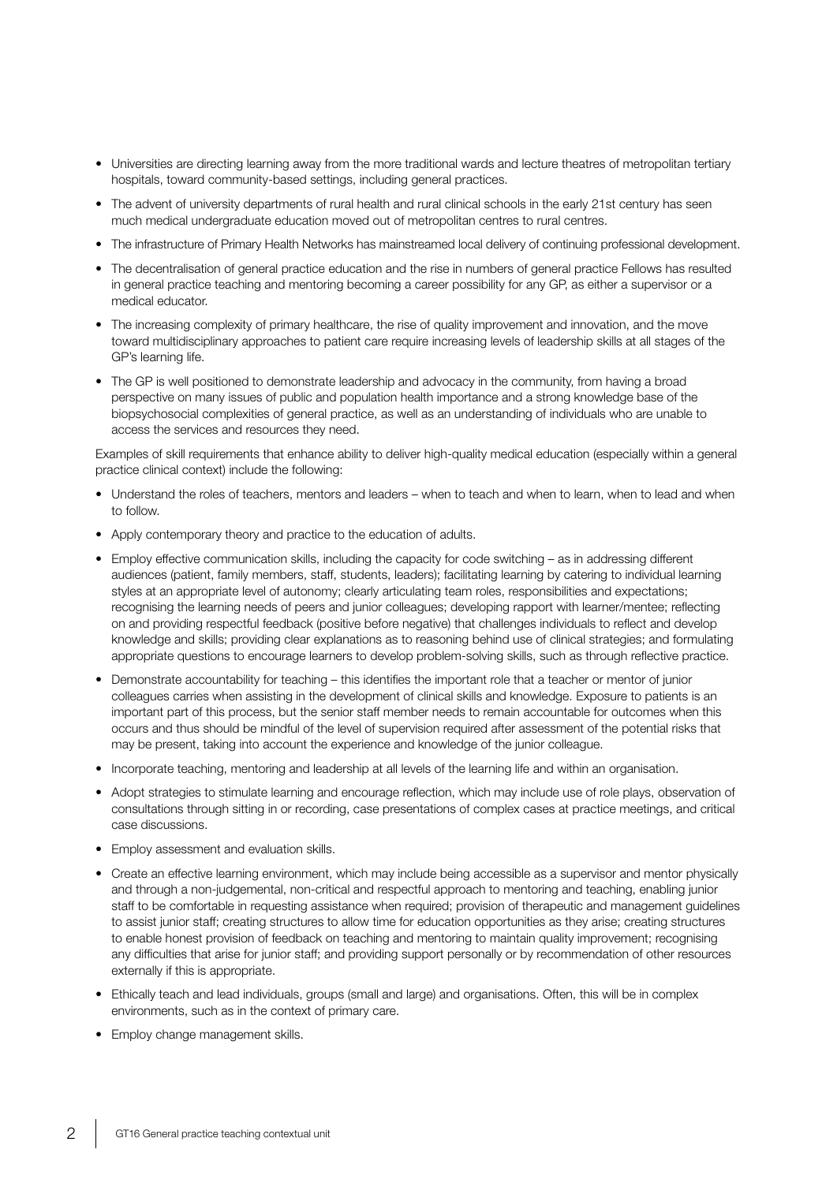- Universities are directing learning away from the more traditional wards and lecture theatres of metropolitan tertiary hospitals, toward community-based settings, including general practices.
- The advent of university departments of rural health and rural clinical schools in the early 21st century has seen much medical undergraduate education moved out of metropolitan centres to rural centres.
- The infrastructure of Primary Health Networks has mainstreamed local delivery of continuing professional development.
- The decentralisation of general practice education and the rise in numbers of general practice Fellows has resulted in general practice teaching and mentoring becoming a career possibility for any GP, as either a supervisor or a medical educator.
- The increasing complexity of primary healthcare, the rise of quality improvement and innovation, and the move toward multidisciplinary approaches to patient care require increasing levels of leadership skills at all stages of the GP's learning life.
- The GP is well positioned to demonstrate leadership and advocacy in the community, from having a broad perspective on many issues of public and population health importance and a strong knowledge base of the biopsychosocial complexities of general practice, as well as an understanding of individuals who are unable to access the services and resources they need.

Examples of skill requirements that enhance ability to deliver high-quality medical education (especially within a general practice clinical context) include the following:

- Understand the roles of teachers, mentors and leaders – when to teach and when to learn, when to lead and when to follow.
- Apply contemporary theory and practice to the education of adults.
- Employ effective communication skills, including the capacity for code switching – as in addressing different audiences (patient, family members, staff, students, leaders); facilitating learning by catering to individual learning styles at an appropriate level of autonomy; clearly articulating team roles, responsibilities and expectations; recognising the learning needs of peers and junior colleagues; developing rapport with learner/mentee; reflecting on and providing respectful feedback (positive before negative) that challenges individuals to reflect and develop knowledge and skills; providing clear explanations as to reasoning behind use of clinical strategies; and formulating appropriate questions to encourage learners to develop problem-solving skills, such as through reflective practice.
- Demonstrate accountability for teaching – this identifies the important role that a teacher or mentor of junior colleagues carries when assisting in the development of clinical skills and knowledge. Exposure to patients is an important part of this process, but the senior staff member needs to remain accountable for outcomes when this occurs and thus should be mindful of the level of supervision required after assessment of the potential risks that may be present, taking into account the experience and knowledge of the junior colleague.
- Incorporate teaching, mentoring and leadership at all levels of the learning life and within an organisation.
- Adopt strategies to stimulate learning and encourage reflection, which may include use of role plays, observation of consultations through sitting in or recording, case presentations of complex cases at practice meetings, and critical case discussions.
- Employ assessment and evaluation skills.
- Create an effective learning environment, which may include being accessible as a supervisor and mentor physically and through a non-judgemental, non-critical and respectful approach to mentoring and teaching, enabling junior staff to be comfortable in requesting assistance when required; provision of therapeutic and management guidelines to assist junior staff; creating structures to allow time for education opportunities as they arise; creating structures to enable honest provision of feedback on teaching and mentoring to maintain quality improvement; recognising any difficulties that arise for junior staff; and providing support personally or by recommendation of other resources externally if this is appropriate.
- Ethically teach and lead individuals, groups (small and large) and organisations. Often, this will be in complex environments, such as in the context of primary care.
- Employ change management skills.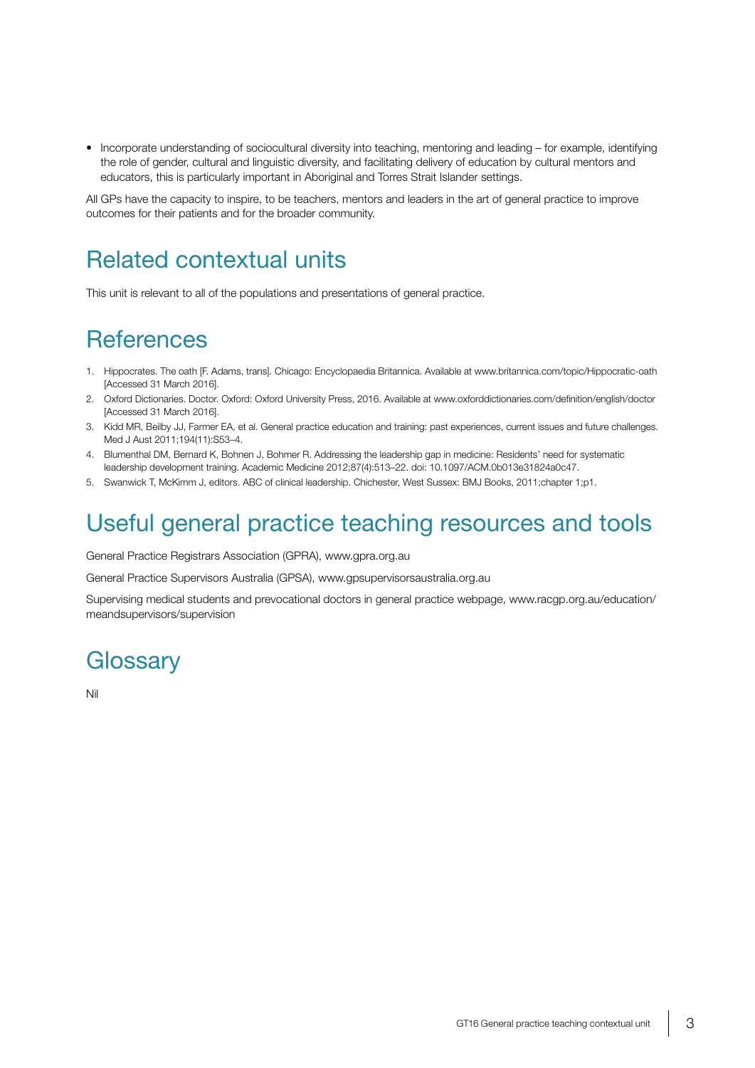- Incorporate understanding of sociocultural diversity into teaching, mentoring and leading – for example, identifying the role of gender, cultural and linguistic diversity, and facilitating delivery of education by cultural mentors and educators, this is particularly important in Aboriginal and Torres Strait Islander settings.

All GPs have the capacity to inspire, to be teachers, mentors and leaders in the art of general practice to improve outcomes for their patients and for the broader community.

## Related contextual units

This unit is relevant to all of the populations and presentations of general practice.

## References

1. Hippocrates. The oath [F. Adams, trans]. Chicago: Encyclopaedia Britannica. Available at www.britannica.com/topic/Hippocratic-oath [Accessed 31 March 2016].
2. Oxford Dictionaries. Doctor. Oxford: Oxford University Press, 2016. Available at www.oxforddictionaries.com/definition/english/doctor [Accessed 31 March 2016].
3. Kidd MR, Beilby JJ, Farmer EA, et al. General practice education and training: past experiences, current issues and future challenges. Med J Aust 2011;194(11):S53–4.
4. Blumenthal DM, Bernard K, Bohnen J, Bohmer R. Addressing the leadership gap in medicine: Residents' need for systematic leadership development training. Academic Medicine 2012;87(4):513–22. doi: 10.1097/ACM.0b013e31824a0c47.
5. Swanwick T, McKimm J, editors. ABC of clinical leadership. Chichester, West Sussex: BMJ Books, 2011;chapter 1;p1.

## Useful general practice teaching resources and tools

General Practice Registrars Association (GPRA), www.gpra.org.au

General Practice Supervisors Australia (GPSA), www.gpsupervisorsaustralia.org.au

Supervising medical students and prevocational doctors in general practice webpage, www.racgp.org.au/education/meandsupervisors/supervision

## Glossary

Nil